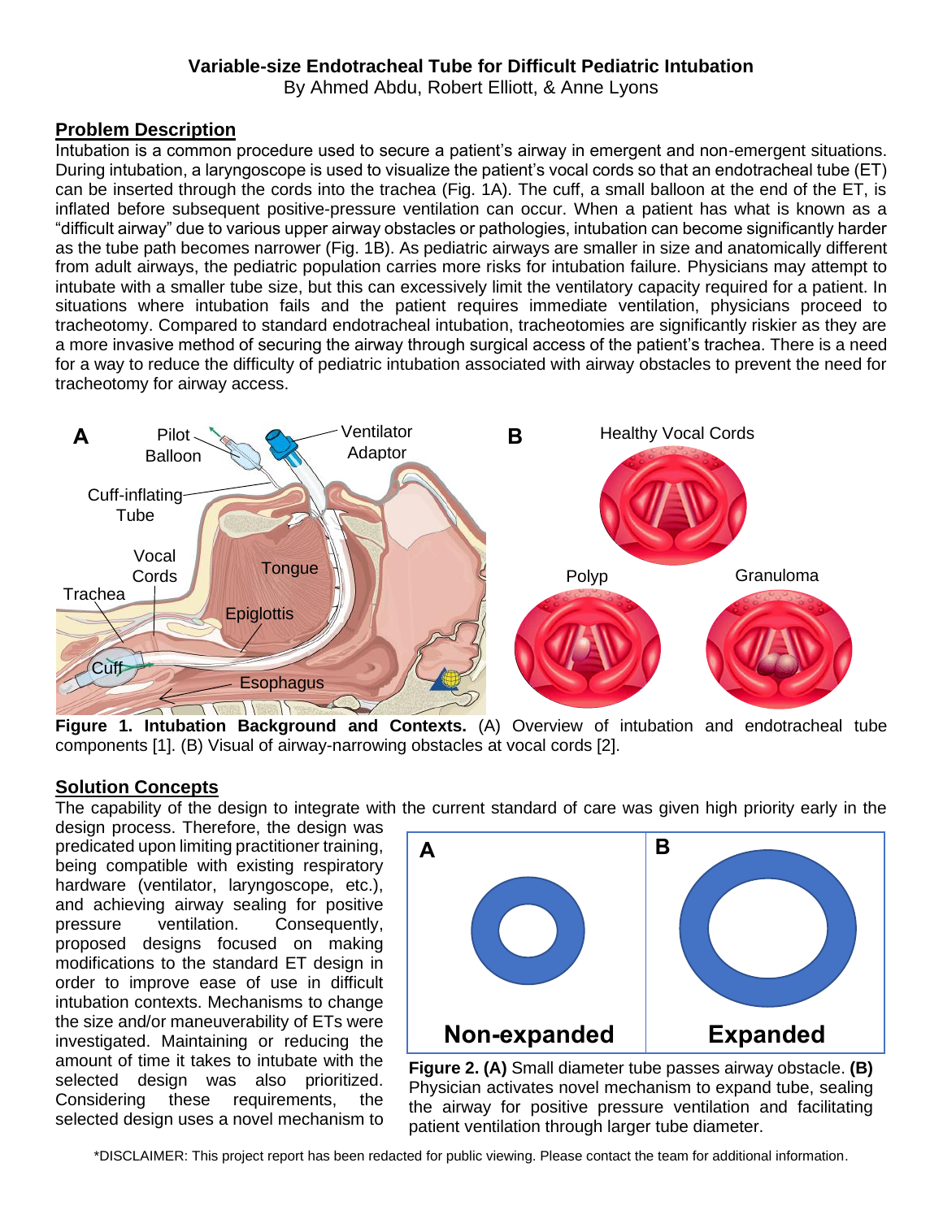**Variable-size Endotracheal Tube for Difficult Pediatric Intubation**

By Ahmed Abdu, Robert Elliott, & Anne Lyons

## Problem Description

Intubation is a common procedure used to secure a patient's airway in emergent and non-emergent situations. During intubation, a laryngoscope is used to visualize the patient's vocal cords so that an endotracheal tube (ET) can be inserted through the cords into the trachea (Fig. 1A). The cuff, a small balloon at the end of the ET, is inflated before subsequent positive-pressure ventilation can occur. When a patient has what is known as a "difficult airway" due to various upper airway obstacles or pathologies, intubation can become significantly harder as the tube path becomes narrower (Fig. 1B). As pediatric airways are smaller in size and anatomically different from adult airways, the pediatric population carries more risks for intubation failure. Physicians may attempt to intubate with a smaller tube size, but this can excessively limit the ventilatory capacity required for a patient. In situations where intubation fails and the patient requires immediate ventilation, physicians proceed to tracheotomy. Compared to standard endotracheal intubation, tracheotomies are significantly riskier as they are a more invasive method of securing the airway through surgical access of the patient's trachea. There is a need for a way to reduce the difficulty of pediatric intubation associated with airway obstacles to prevent the need for tracheotomy for airway access.

**Figure 1. Intubation Background and Contexts.** (A) Overview of intubation and endotracheal tube components [1]. (B) Visual of airway-narrowing obstacles at vocal cords [2].

## Solution Concepts

The capability of the design to integrate with the current standard of care was given high priority early in the design process. Therefore, the design was predicated upon limiting practitioner training, being compatible with existing respiratory hardware (ventilator, laryngoscope, etc.), and achieving airway sealing for positive pressure ventilation. Consequently, proposed designs focused on making modifications to the standard ET design in order to improve ease of use in difficult intubation contexts. Mechanisms to change the size and/or maneuverability of ETs were investigated. Maintaining or reducing the amount of time it takes to intubate with the selected design was also prioritized. Considering these requirements, the selected design uses a novel mechanism to

**Figure 2. (A)** Small diameter tube passes airway obstacle. **(B)** Physician activates novel mechanism to expand tube, sealing the airway for positive pressure ventilation and facilitating patient ventilation through larger tube diameter.

*DISCLAIMER: This project report has been redacted for public viewing. Please contact the team for additional information.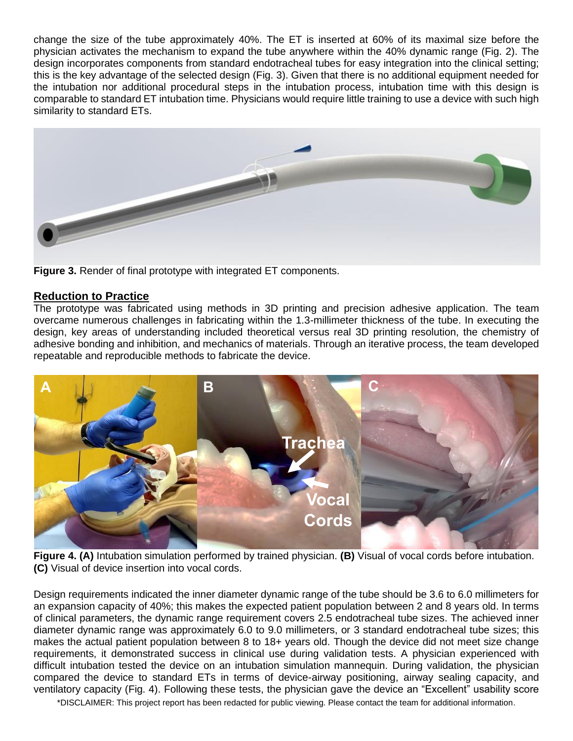change the size of the tube approximately 40%. The ET is inserted at 60% of its maximal size before the physician activates the mechanism to expand the tube anywhere within the 40% dynamic range (Fig. 2). The design incorporates components from standard endotracheal tubes for easy integration into the clinical setting; this is the key advantage of the selected design (Fig. 3). Given that there is no additional equipment needed for the intubation nor additional procedural steps in the intubation process, intubation time with this design is comparable to standard ET intubation time. Physicians would require little training to use a device with such high similarity to standard ETs.

**Figure 3.** Render of final prototype with integrated ET components.

## Reduction to Practice

The prototype was fabricated using methods in 3D printing and precision adhesive application. The team overcame numerous challenges in fabricating within the 1.3-millimeter thickness of the tube. In executing the design, key areas of understanding included theoretical versus real 3D printing resolution, the chemistry of adhesive bonding and inhibition, and mechanics of materials. Through an iterative process, the team developed repeatable and reproducible methods to fabricate the device.

**Figure 4. (A)** Intubation simulation performed by trained physician. **(B)** Visual of vocal cords before intubation. **(C)** Visual of device insertion into vocal cords.

Design requirements indicated the inner diameter dynamic range of the tube should be 3.6 to 6.0 millimeters for an expansion capacity of 40%; this makes the expected patient population between 2 and 8 years old. In terms of clinical parameters, the dynamic range requirement covers 2.5 endotracheal tube sizes. The achieved inner diameter dynamic range was approximately 6.0 to 9.0 millimeters, or 3 standard endotracheal tube sizes; this makes the actual patient population between 8 to 18+ years old. Though the device did not meet size change requirements, it demonstrated success in clinical use during validation tests. A physician experienced with difficult intubation tested the device on an intubation simulation mannequin. During validation, the physician compared the device to standard ETs in terms of device-airway positioning, airway sealing capacity, and ventilatory capacity (Fig. 4). Following these tests, the physician gave the device an "Excellent" usability score

*DISCLAIMER: This project report has been redacted for public viewing. Please contact the team for additional information.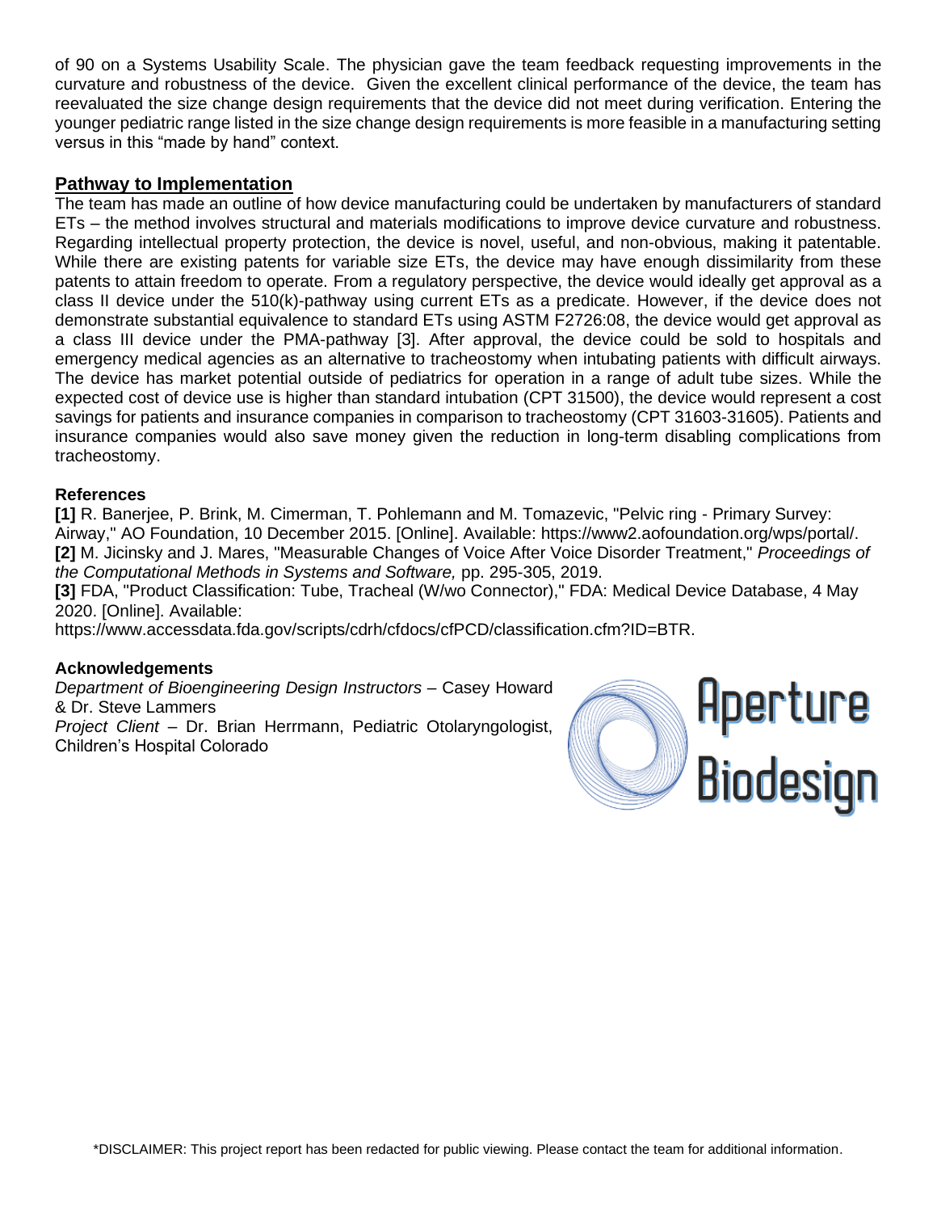of 90 on a Systems Usability Scale. The physician gave the team feedback requesting improvements in the curvature and robustness of the device. Given the excellent clinical performance of the device, the team has reevaluated the size change design requirements that the device did not meet during verification. Entering the younger pediatric range listed in the size change design requirements is more feasible in a manufacturing setting versus in this "made by hand" context.

## Pathway to Implementation

The team has made an outline of how device manufacturing could be undertaken by manufacturers of standard ETs – the method involves structural and materials modifications to improve device curvature and robustness. Regarding intellectual property protection, the device is novel, useful, and non-obvious, making it patentable. While there are existing patents for variable size ETs, the device may have enough dissimilarity from these patents to attain freedom to operate. From a regulatory perspective, the device would ideally get approval as a class II device under the 510(k)-pathway using current ETs as a predicate. However, if the device does not demonstrate substantial equivalence to standard ETs using ASTM F2726:08, the device would get approval as a class III device under the PMA-pathway [3]. After approval, the device could be sold to hospitals and emergency medical agencies as an alternative to tracheostomy when intubating patients with difficult airways. The device has market potential outside of pediatrics for operation in a range of adult tube sizes. While the expected cost of device use is higher than standard intubation (CPT 31500), the device would represent a cost savings for patients and insurance companies in comparison to tracheostomy (CPT 31603-31605). Patients and insurance companies would also save money given the reduction in long-term disabling complications from tracheostomy.

### References

**[1]** R. Banerjee, P. Brink, M. Cimerman, T. Pohlemann and M. Tomazevic, "Pelvic ring - Primary Survey: Airway," AO Foundation, 10 December 2015. [Online]. Available: https://www2.aofoundation.org/wps/portal/.
**[2]** M. Jicinsky and J. Mares, "Measurable Changes of Voice After Voice Disorder Treatment," *Proceedings of the Computational Methods in Systems and Software,* pp. 295-305, 2019.
**[3]** FDA, "Product Classification: Tube, Tracheal (W/wo Connector)," FDA: Medical Device Database, 4 May 2020. [Online]. Available: https://www.accessdata.fda.gov/scripts/cdrh/cfdocs/cfPCD/classification.cfm?ID=BTR.

### Acknowledgements

*Department of Bioengineering Design Instructors* – Casey Howard & Dr. Steve Lammers
*Project Client* – Dr. Brian Herrmann, Pediatric Otolaryngologist, Children's Hospital Colorado

Aperture Biodesign

*DISCLAIMER: This project report has been redacted for public viewing. Please contact the team for additional information.